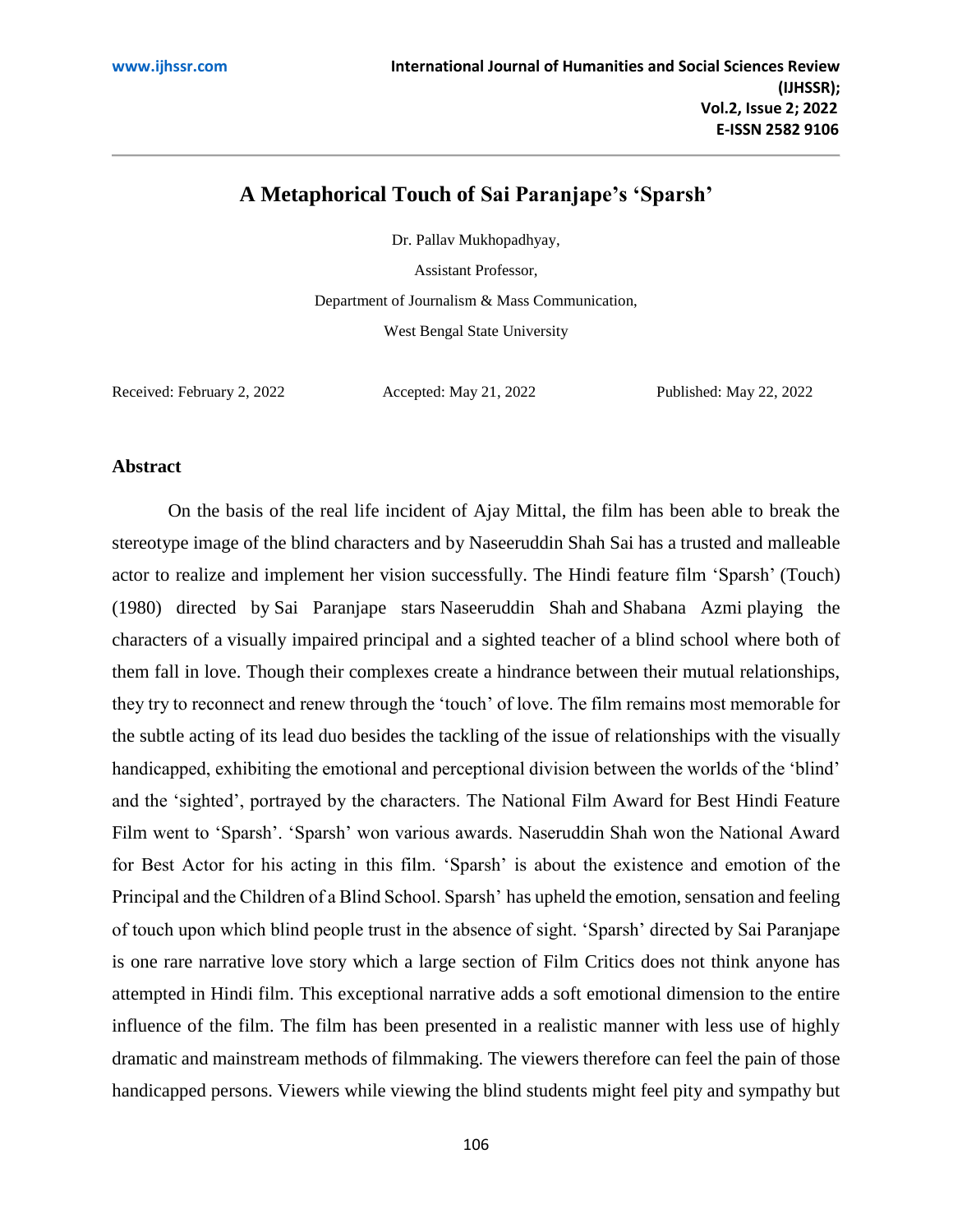# A Metaphorical Touch of Sai Paranjape's 'Sparsh'

Dr. Pallav Mukhopadhyay,

Assistant Professor,

Department of Journalism & Mass Communication,

West Bengal State University

Received: February 2, 2022 Accepted: May 21, 2022 Published: May 22, 2022

## Abstract

On the basis of the real life incident of Ajay Mittal, the film has been able to break the stereotype image of the blind characters and by Naseeruddin Shah Sai has a trusted and malleable actor to realize and implement her vision successfully. The Hindi feature film 'Sparsh' (Touch) (1980) directed by Sai Paranjape stars Naseeruddin Shah and Shabana Azmi playing the characters of a visually impaired principal and a sighted teacher of a blind school where both of them fall in love. Though their complexes create a hindrance between their mutual relationships, they try to reconnect and renew through the 'touch' of love. The film remains most memorable for the subtle acting of its lead duo besides the tackling of the issue of relationships with the visually handicapped, exhibiting the emotional and perceptional division between the worlds of the 'blind' and the 'sighted', portrayed by the characters. The National Film Award for Best Hindi Feature Film went to 'Sparsh'. 'Sparsh' won various awards. Naseruddin Shah won the National Award for Best Actor for his acting in this film. 'Sparsh' is about the existence and emotion of the Principal and the Children of a Blind School. Sparsh' has upheld the emotion, sensation and feeling of touch upon which blind people trust in the absence of sight. 'Sparsh' directed by Sai Paranjape is one rare narrative love story which a large section of Film Critics does not think anyone has attempted in Hindi film. This exceptional narrative adds a soft emotional dimension to the entire influence of the film. The film has been presented in a realistic manner with less use of highly dramatic and mainstream methods of filmmaking. The viewers therefore can feel the pain of those handicapped persons. Viewers while viewing the blind students might feel pity and sympathy but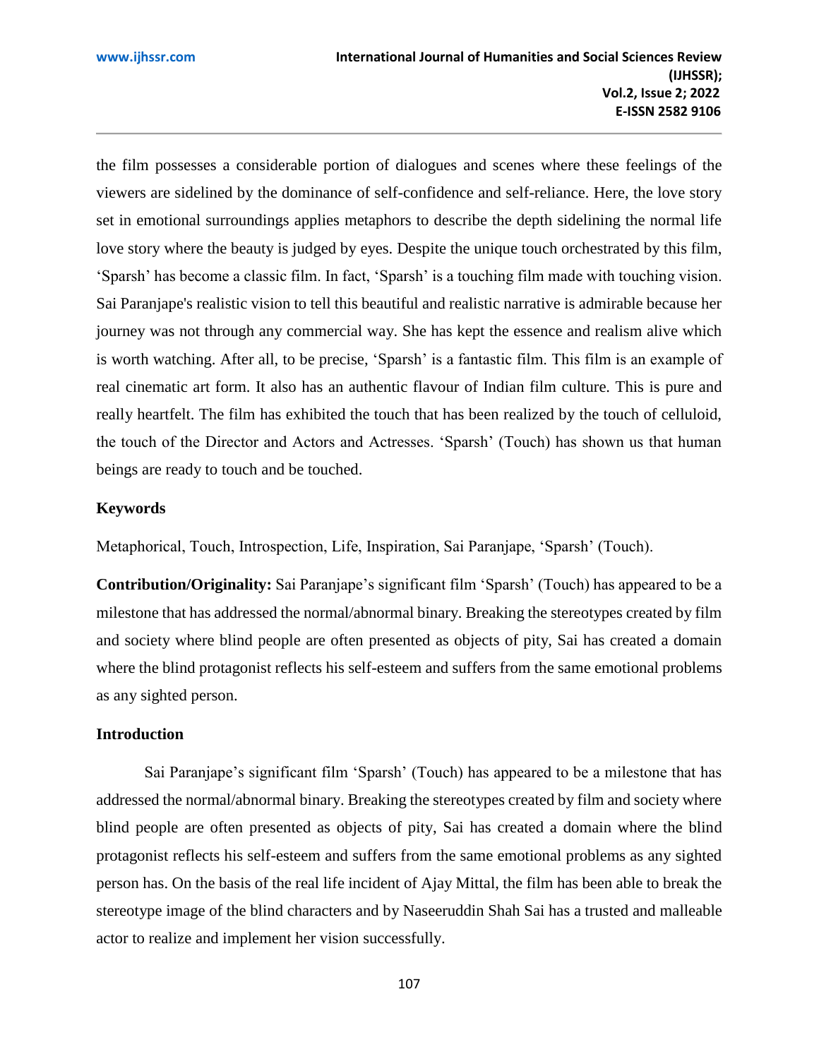the film possesses a considerable portion of dialogues and scenes where these feelings of the viewers are sidelined by the dominance of self-confidence and self-reliance. Here, the love story set in emotional surroundings applies metaphors to describe the depth sidelining the normal life love story where the beauty is judged by eyes. Despite the unique touch orchestrated by this film, 'Sparsh' has become a classic film. In fact, 'Sparsh' is a touching film made with touching vision. Sai Paranjape's realistic vision to tell this beautiful and realistic narrative is admirable because her journey was not through any commercial way. She has kept the essence and realism alive which is worth watching. After all, to be precise, 'Sparsh' is a fantastic film. This film is an example of real cinematic art form. It also has an authentic flavour of Indian film culture. This is pure and really heartfelt. The film has exhibited the touch that has been realized by the touch of celluloid, the touch of the Director and Actors and Actresses. 'Sparsh' (Touch) has shown us that human beings are ready to touch and be touched.

### Keywords

Metaphorical, Touch, Introspection, Life, Inspiration, Sai Paranjape, 'Sparsh' (Touch).

**Contribution/Originality:** Sai Paranjape's significant film 'Sparsh' (Touch) has appeared to be a milestone that has addressed the normal/abnormal binary. Breaking the stereotypes created by film and society where blind people are often presented as objects of pity, Sai has created a domain where the blind protagonist reflects his self-esteem and suffers from the same emotional problems as any sighted person.

### Introduction

Sai Paranjape's significant film 'Sparsh' (Touch) has appeared to be a milestone that has addressed the normal/abnormal binary. Breaking the stereotypes created by film and society where blind people are often presented as objects of pity, Sai has created a domain where the blind protagonist reflects his self-esteem and suffers from the same emotional problems as any sighted person has. On the basis of the real life incident of Ajay Mittal, the film has been able to break the stereotype image of the blind characters and by Naseeruddin Shah Sai has a trusted and malleable actor to realize and implement her vision successfully.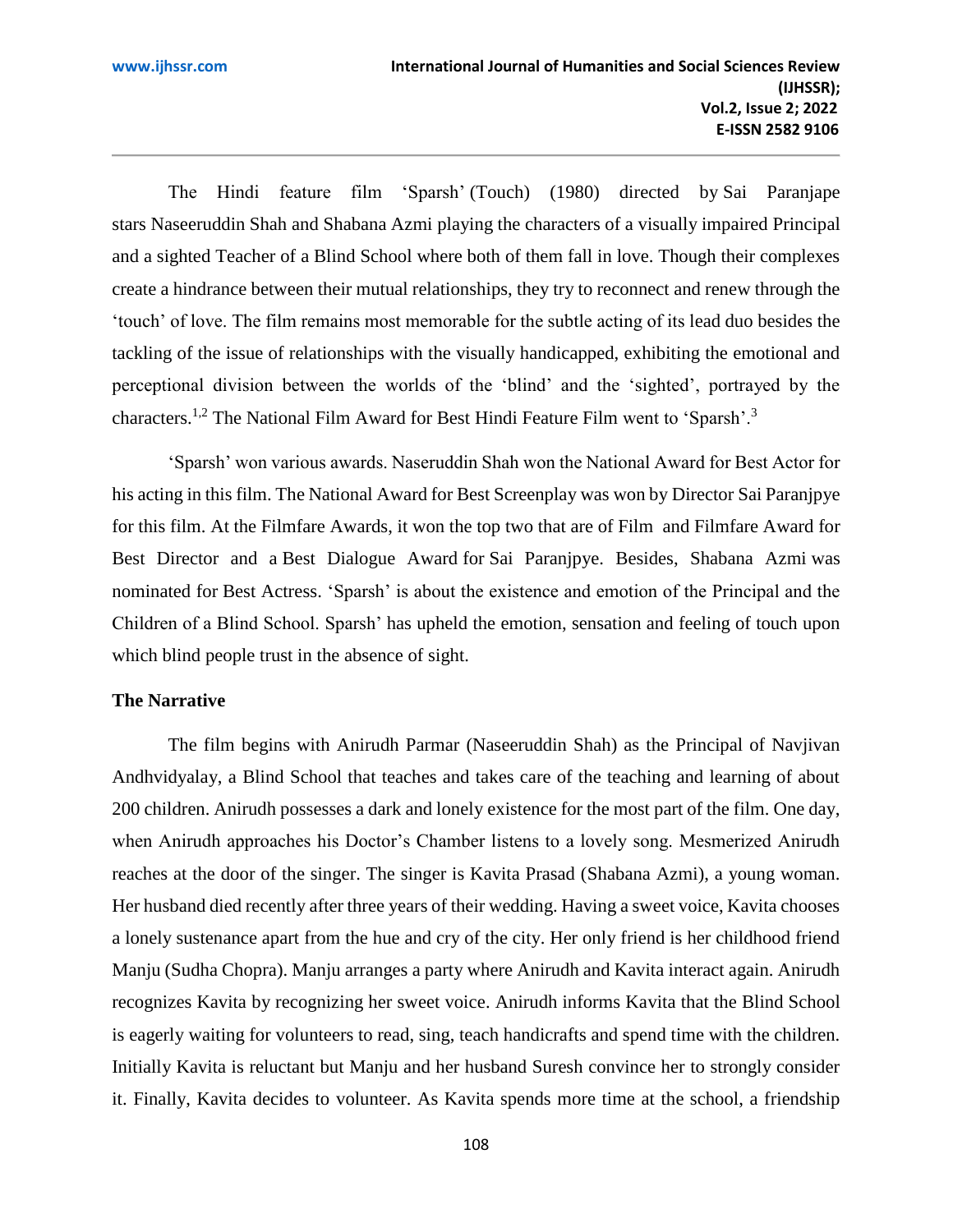The Hindi feature film 'Sparsh' (Touch) (1980) directed by Sai Paranjape stars Naseeruddin Shah and Shabana Azmi playing the characters of a visually impaired Principal and a sighted Teacher of a Blind School where both of them fall in love. Though their complexes create a hindrance between their mutual relationships, they try to reconnect and renew through the 'touch' of love. The film remains most memorable for the subtle acting of its lead duo besides the tackling of the issue of relationships with the visually handicapped, exhibiting the emotional and perceptional division between the worlds of the 'blind' and the 'sighted', portrayed by the characters.[1,2] The National Film Award for Best Hindi Feature Film went to 'Sparsh'.[3]

'Sparsh' won various awards. Naseruddin Shah won the National Award for Best Actor for his acting in this film. The National Award for Best Screenplay was won by Director Sai Paranjpye for this film. At the Filmfare Awards, it won the top two that are of Film and Filmfare Award for Best Director and a Best Dialogue Award for Sai Paranjpye. Besides, Shabana Azmi was nominated for Best Actress. 'Sparsh' is about the existence and emotion of the Principal and the Children of a Blind School. Sparsh' has upheld the emotion, sensation and feeling of touch upon which blind people trust in the absence of sight.

**The Narrative**

The film begins with Anirudh Parmar (Naseeruddin Shah) as the Principal of Navjivan Andhvidyalay, a Blind School that teaches and takes care of the teaching and learning of about 200 children. Anirudh possesses a dark and lonely existence for the most part of the film. One day, when Anirudh approaches his Doctor's Chamber listens to a lovely song. Mesmerized Anirudh reaches at the door of the singer. The singer is Kavita Prasad (Shabana Azmi), a young woman. Her husband died recently after three years of their wedding. Having a sweet voice, Kavita chooses a lonely sustenance apart from the hue and cry of the city. Her only friend is her childhood friend Manju (Sudha Chopra). Manju arranges a party where Anirudh and Kavita interact again. Anirudh recognizes Kavita by recognizing her sweet voice. Anirudh informs Kavita that the Blind School is eagerly waiting for volunteers to read, sing, teach handicrafts and spend time with the children. Initially Kavita is reluctant but Manju and her husband Suresh convince her to strongly consider it. Finally, Kavita decides to volunteer. As Kavita spends more time at the school, a friendship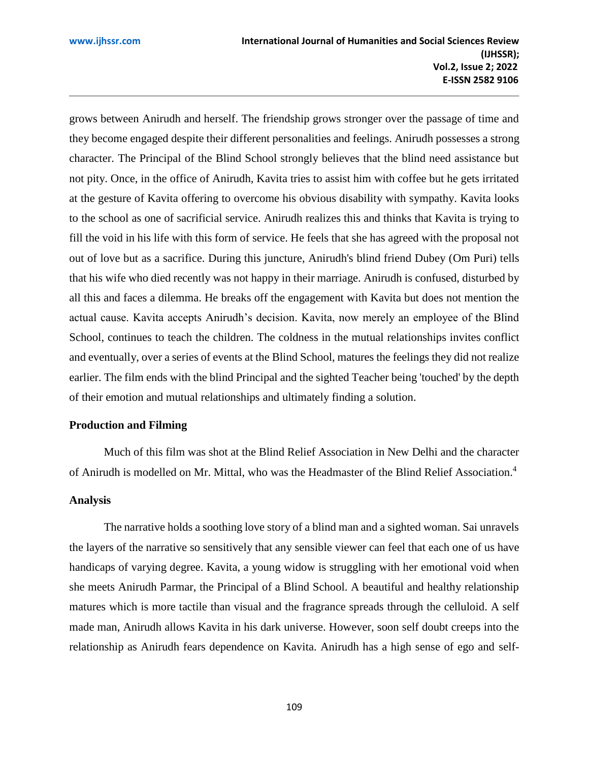grows between Anirudh and herself. The friendship grows stronger over the passage of time and they become engaged despite their different personalities and feelings. Anirudh possesses a strong character. The Principal of the Blind School strongly believes that the blind need assistance but not pity. Once, in the office of Anirudh, Kavita tries to assist him with coffee but he gets irritated at the gesture of Kavita offering to overcome his obvious disability with sympathy. Kavita looks to the school as one of sacrificial service. Anirudh realizes this and thinks that Kavita is trying to fill the void in his life with this form of service. He feels that she has agreed with the proposal not out of love but as a sacrifice. During this juncture, Anirudh's blind friend Dubey (Om Puri) tells that his wife who died recently was not happy in their marriage. Anirudh is confused, disturbed by all this and faces a dilemma. He breaks off the engagement with Kavita but does not mention the actual cause. Kavita accepts Anirudh's decision. Kavita, now merely an employee of the Blind School, continues to teach the children. The coldness in the mutual relationships invites conflict and eventually, over a series of events at the Blind School, matures the feelings they did not realize earlier. The film ends with the blind Principal and the sighted Teacher being 'touched' by the depth of their emotion and mutual relationships and ultimately finding a solution.

**Production and Filming**

Much of this film was shot at the Blind Relief Association in New Delhi and the character of Anirudh is modelled on Mr. Mittal, who was the Headmaster of the Blind Relief Association.[4]

**Analysis**

The narrative holds a soothing love story of a blind man and a sighted woman. Sai unravels the layers of the narrative so sensitively that any sensible viewer can feel that each one of us have handicaps of varying degree. Kavita, a young widow is struggling with her emotional void when she meets Anirudh Parmar, the Principal of a Blind School. A beautiful and healthy relationship matures which is more tactile than visual and the fragrance spreads through the celluloid. A self made man, Anirudh allows Kavita in his dark universe. However, soon self doubt creeps into the relationship as Anirudh fears dependence on Kavita. Anirudh has a high sense of ego and self-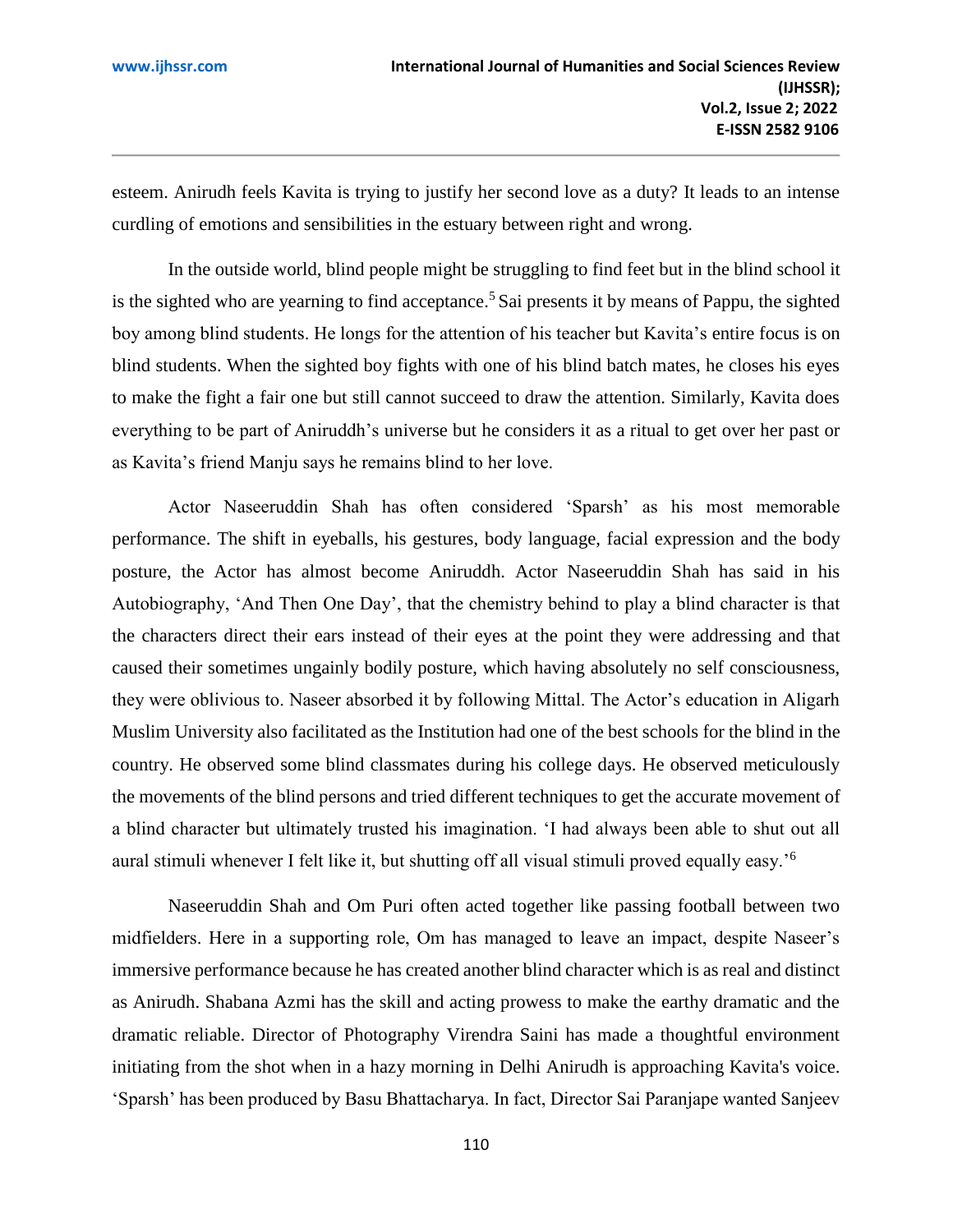esteem. Anirudh feels Kavita is trying to justify her second love as a duty? It leads to an intense curdling of emotions and sensibilities in the estuary between right and wrong.

In the outside world, blind people might be struggling to find feet but in the blind school it is the sighted who are yearning to find acceptance.[5] Sai presents it by means of Pappu, the sighted boy among blind students. He longs for the attention of his teacher but Kavita's entire focus is on blind students. When the sighted boy fights with one of his blind batch mates, he closes his eyes to make the fight a fair one but still cannot succeed to draw the attention. Similarly, Kavita does everything to be part of Aniruddh's universe but he considers it as a ritual to get over her past or as Kavita's friend Manju says he remains blind to her love.

Actor Naseeruddin Shah has often considered 'Sparsh' as his most memorable performance. The shift in eyeballs, his gestures, body language, facial expression and the body posture, the Actor has almost become Aniruddh. Actor Naseeruddin Shah has said in his Autobiography, 'And Then One Day', that the chemistry behind to play a blind character is that the characters direct their ears instead of their eyes at the point they were addressing and that caused their sometimes ungainly bodily posture, which having absolutely no self consciousness, they were oblivious to. Naseer absorbed it by following Mittal. The Actor's education in Aligarh Muslim University also facilitated as the Institution had one of the best schools for the blind in the country. He observed some blind classmates during his college days. He observed meticulously the movements of the blind persons and tried different techniques to get the accurate movement of a blind character but ultimately trusted his imagination. 'I had always been able to shut out all aural stimuli whenever I felt like it, but shutting off all visual stimuli proved equally easy.'[6]

Naseeruddin Shah and Om Puri often acted together like passing football between two midfielders. Here in a supporting role, Om has managed to leave an impact, despite Naseer's immersive performance because he has created another blind character which is as real and distinct as Anirudh. Shabana Azmi has the skill and acting prowess to make the earthy dramatic and the dramatic reliable. Director of Photography Virendra Saini has made a thoughtful environment initiating from the shot when in a hazy morning in Delhi Anirudh is approaching Kavita's voice. 'Sparsh' has been produced by Basu Bhattacharya. In fact, Director Sai Paranjape wanted Sanjeev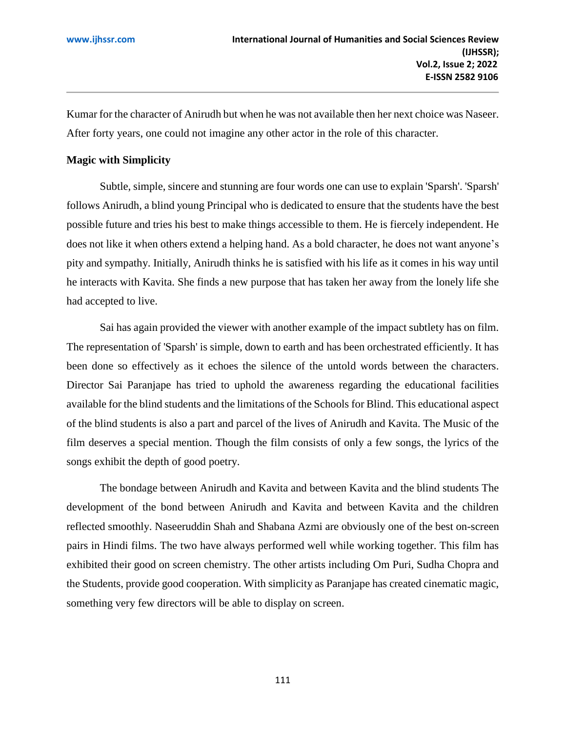Kumar for the character of Anirudh but when he was not available then her next choice was Naseer. After forty years, one could not imagine any other actor in the role of this character.

**Magic with Simplicity**

Subtle, simple, sincere and stunning are four words one can use to explain 'Sparsh'. 'Sparsh' follows Anirudh, a blind young Principal who is dedicated to ensure that the students have the best possible future and tries his best to make things accessible to them. He is fiercely independent. He does not like it when others extend a helping hand. As a bold character, he does not want anyone's pity and sympathy. Initially, Anirudh thinks he is satisfied with his life as it comes in his way until he interacts with Kavita. She finds a new purpose that has taken her away from the lonely life she had accepted to live.

Sai has again provided the viewer with another example of the impact subtlety has on film. The representation of 'Sparsh' is simple, down to earth and has been orchestrated efficiently. It has been done so effectively as it echoes the silence of the untold words between the characters. Director Sai Paranjape has tried to uphold the awareness regarding the educational facilities available for the blind students and the limitations of the Schools for Blind. This educational aspect of the blind students is also a part and parcel of the lives of Anirudh and Kavita. The Music of the film deserves a special mention. Though the film consists of only a few songs, the lyrics of the songs exhibit the depth of good poetry.

The bondage between Anirudh and Kavita and between Kavita and the blind students The development of the bond between Anirudh and Kavita and between Kavita and the children reflected smoothly. Naseeruddin Shah and Shabana Azmi are obviously one of the best on-screen pairs in Hindi films. The two have always performed well while working together. This film has exhibited their good on screen chemistry. The other artists including Om Puri, Sudha Chopra and the Students, provide good cooperation. With simplicity as Paranjape has created cinematic magic, something very few directors will be able to display on screen.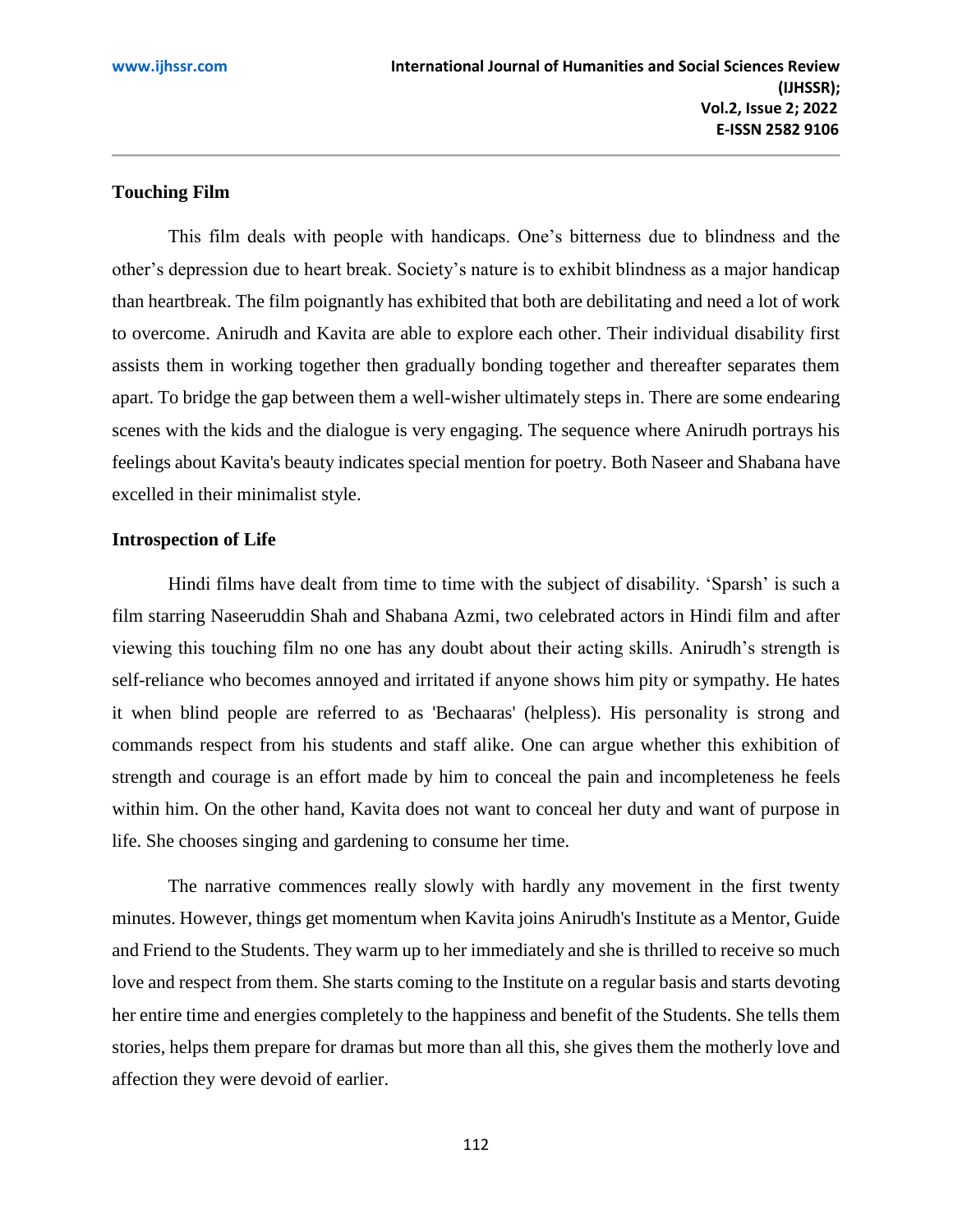## Touching Film

This film deals with people with handicaps. One's bitterness due to blindness and the other's depression due to heart break. Society's nature is to exhibit blindness as a major handicap than heartbreak. The film poignantly has exhibited that both are debilitating and need a lot of work to overcome. Anirudh and Kavita are able to explore each other. Their individual disability first assists them in working together then gradually bonding together and thereafter separates them apart. To bridge the gap between them a well-wisher ultimately steps in. There are some endearing scenes with the kids and the dialogue is very engaging. The sequence where Anirudh portrays his feelings about Kavita's beauty indicates special mention for poetry. Both Naseer and Shabana have excelled in their minimalist style.

## Introspection of Life

Hindi films have dealt from time to time with the subject of disability. 'Sparsh' is such a film starring Naseeruddin Shah and Shabana Azmi, two celebrated actors in Hindi film and after viewing this touching film no one has any doubt about their acting skills. Anirudh's strength is self-reliance who becomes annoyed and irritated if anyone shows him pity or sympathy. He hates it when blind people are referred to as 'Bechaaras' (helpless). His personality is strong and commands respect from his students and staff alike. One can argue whether this exhibition of strength and courage is an effort made by him to conceal the pain and incompleteness he feels within him. On the other hand, Kavita does not want to conceal her duty and want of purpose in life. She chooses singing and gardening to consume her time.

The narrative commences really slowly with hardly any movement in the first twenty minutes. However, things get momentum when Kavita joins Anirudh's Institute as a Mentor, Guide and Friend to the Students. They warm up to her immediately and she is thrilled to receive so much love and respect from them. She starts coming to the Institute on a regular basis and starts devoting her entire time and energies completely to the happiness and benefit of the Students. She tells them stories, helps them prepare for dramas but more than all this, she gives them the motherly love and affection they were devoid of earlier.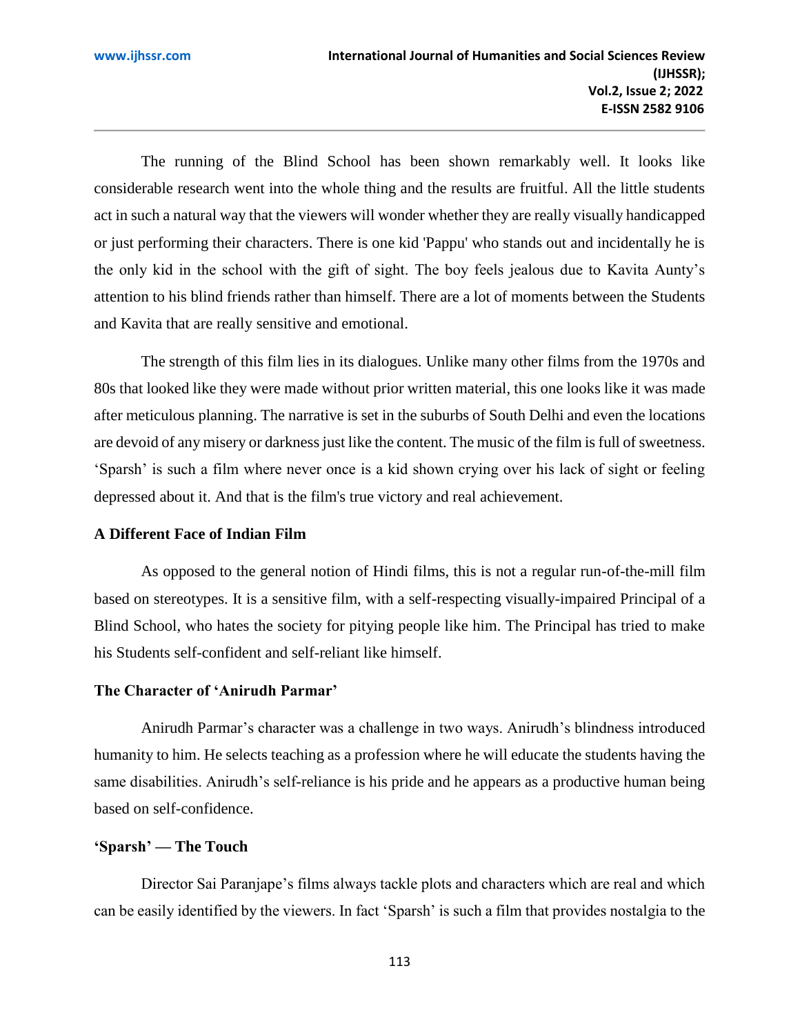The running of the Blind School has been shown remarkably well. It looks like considerable research went into the whole thing and the results are fruitful. All the little students act in such a natural way that the viewers will wonder whether they are really visually handicapped or just performing their characters. There is one kid 'Pappu' who stands out and incidentally he is the only kid in the school with the gift of sight. The boy feels jealous due to Kavita Aunty's attention to his blind friends rather than himself. There are a lot of moments between the Students and Kavita that are really sensitive and emotional.

The strength of this film lies in its dialogues. Unlike many other films from the 1970s and 80s that looked like they were made without prior written material, this one looks like it was made after meticulous planning. The narrative is set in the suburbs of South Delhi and even the locations are devoid of any misery or darkness just like the content. The music of the film is full of sweetness. 'Sparsh' is such a film where never once is a kid shown crying over his lack of sight or feeling depressed about it. And that is the film's true victory and real achievement.

**A Different Face of Indian Film**

As opposed to the general notion of Hindi films, this is not a regular run-of-the-mill film based on stereotypes. It is a sensitive film, with a self-respecting visually-impaired Principal of a Blind School, who hates the society for pitying people like him. The Principal has tried to make his Students self-confident and self-reliant like himself.

**The Character of 'Anirudh Parmar'**

Anirudh Parmar's character was a challenge in two ways. Anirudh's blindness introduced humanity to him. He selects teaching as a profession where he will educate the students having the same disabilities. Anirudh's self-reliance is his pride and he appears as a productive human being based on self-confidence.

**'Sparsh' — The Touch**

Director Sai Paranjape's films always tackle plots and characters which are real and which can be easily identified by the viewers. In fact 'Sparsh' is such a film that provides nostalgia to the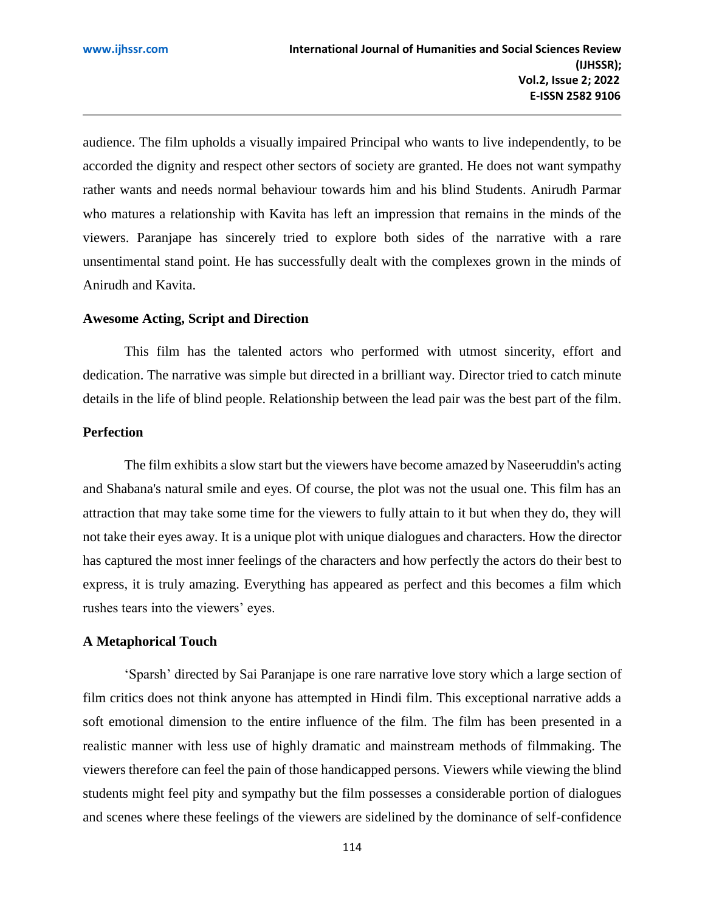audience. The film upholds a visually impaired Principal who wants to live independently, to be accorded the dignity and respect other sectors of society are granted. He does not want sympathy rather wants and needs normal behaviour towards him and his blind Students. Anirudh Parmar who matures a relationship with Kavita has left an impression that remains in the minds of the viewers. Paranjape has sincerely tried to explore both sides of the narrative with a rare unsentimental stand point. He has successfully dealt with the complexes grown in the minds of Anirudh and Kavita.

**Awesome Acting, Script and Direction**

This film has the talented actors who performed with utmost sincerity, effort and dedication. The narrative was simple but directed in a brilliant way. Director tried to catch minute details in the life of blind people. Relationship between the lead pair was the best part of the film.

**Perfection**

The film exhibits a slow start but the viewers have become amazed by Naseeruddin's acting and Shabana's natural smile and eyes. Of course, the plot was not the usual one. This film has an attraction that may take some time for the viewers to fully attain to it but when they do, they will not take their eyes away. It is a unique plot with unique dialogues and characters. How the director has captured the most inner feelings of the characters and how perfectly the actors do their best to express, it is truly amazing. Everything has appeared as perfect and this becomes a film which rushes tears into the viewers' eyes.

**A Metaphorical Touch**

'Sparsh' directed by Sai Paranjape is one rare narrative love story which a large section of film critics does not think anyone has attempted in Hindi film. This exceptional narrative adds a soft emotional dimension to the entire influence of the film. The film has been presented in a realistic manner with less use of highly dramatic and mainstream methods of filmmaking. The viewers therefore can feel the pain of those handicapped persons. Viewers while viewing the blind students might feel pity and sympathy but the film possesses a considerable portion of dialogues and scenes where these feelings of the viewers are sidelined by the dominance of self-confidence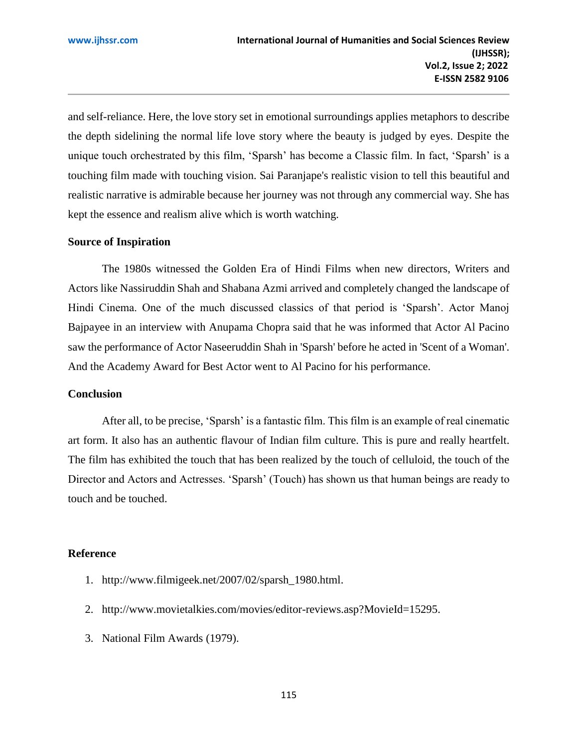and self-reliance. Here, the love story set in emotional surroundings applies metaphors to describe the depth sidelining the normal life love story where the beauty is judged by eyes. Despite the unique touch orchestrated by this film, 'Sparsh' has become a Classic film. In fact, 'Sparsh' is a touching film made with touching vision. Sai Paranjape's realistic vision to tell this beautiful and realistic narrative is admirable because her journey was not through any commercial way. She has kept the essence and realism alive which is worth watching.

### Source of Inspiration

The 1980s witnessed the Golden Era of Hindi Films when new directors, Writers and Actors like Nassiruddin Shah and Shabana Azmi arrived and completely changed the landscape of Hindi Cinema. One of the much discussed classics of that period is 'Sparsh'. Actor Manoj Bajpayee in an interview with Anupama Chopra said that he was informed that Actor Al Pacino saw the performance of Actor Naseeruddin Shah in 'Sparsh' before he acted in 'Scent of a Woman'. And the Academy Award for Best Actor went to Al Pacino for his performance.

### Conclusion

After all, to be precise, 'Sparsh' is a fantastic film. This film is an example of real cinematic art form. It also has an authentic flavour of Indian film culture. This is pure and really heartfelt. The film has exhibited the touch that has been realized by the touch of celluloid, the touch of the Director and Actors and Actresses. 'Sparsh' (Touch) has shown us that human beings are ready to touch and be touched.

### Reference

1. http://www.filmigeek.net/2007/02/sparsh_1980.html.
2. http://www.movietalkies.com/movies/editor-reviews.asp?MovieId=15295.
3. National Film Awards (1979).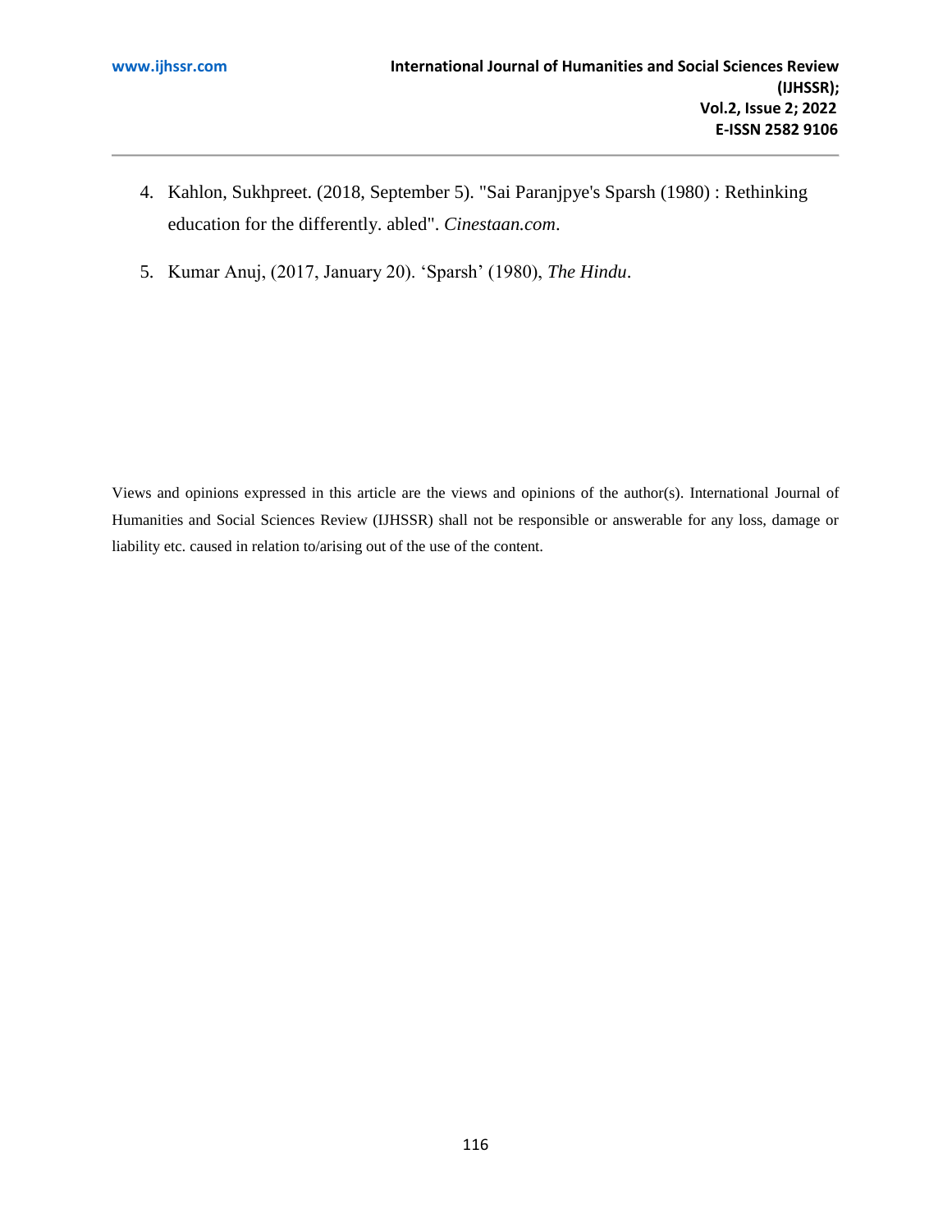4. Kahlon, Sukhpreet. (2018, September 5). "Sai Paranjpye's Sparsh (1980) : Rethinking education for the differently. abled". *Cinestaan.com*.
5. Kumar Anuj, (2017, January 20). 'Sparsh' (1980), *The Hindu*.

Views and opinions expressed in this article are the views and opinions of the author(s). International Journal of Humanities and Social Sciences Review (IJHSSR) shall not be responsible or answerable for any loss, damage or liability etc. caused in relation to/arising out of the use of the content.